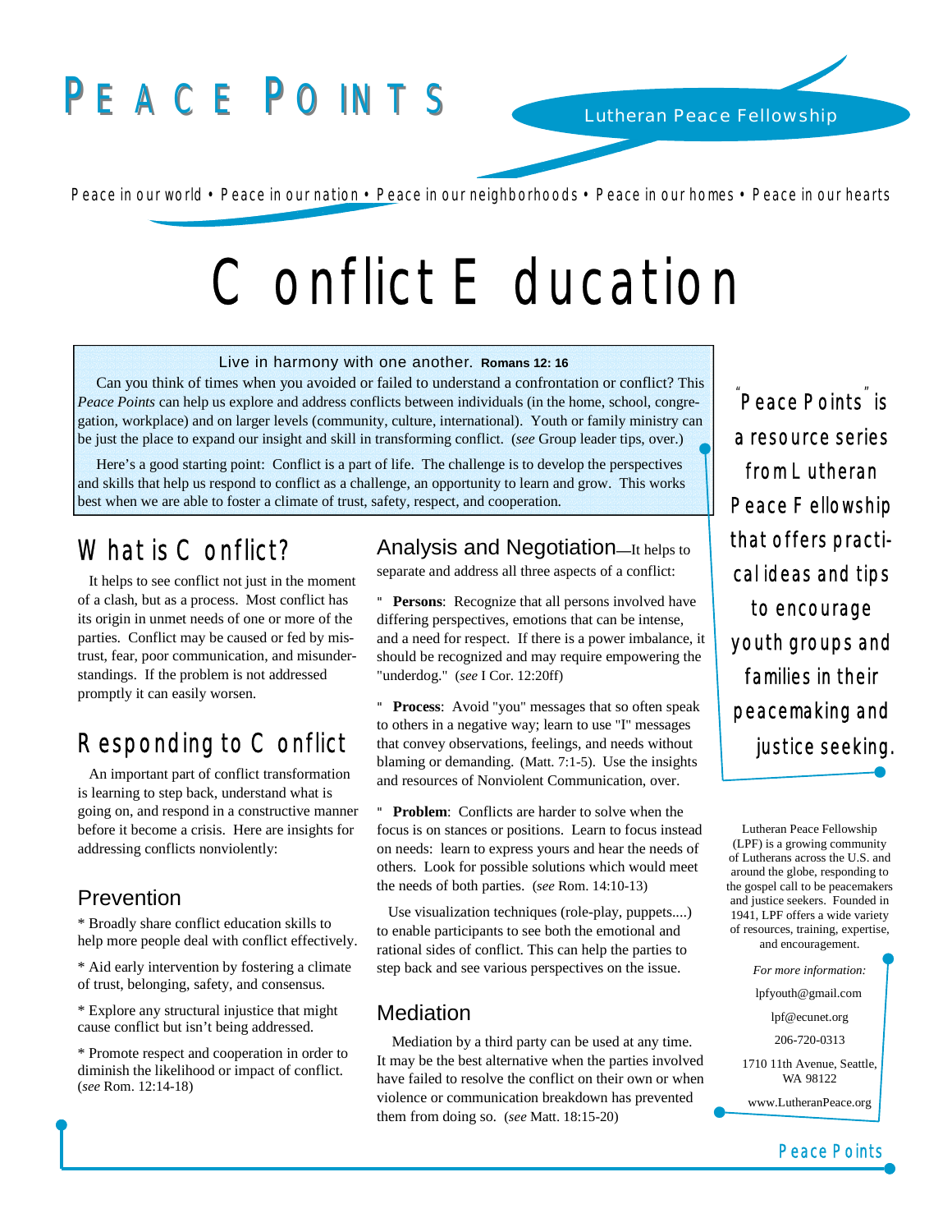# PEACE POINTS

Lutheran Peace Fellowship

Peace in our world • Peace in our nation • Peace in our neighborhoods • Peace in our homes • Peace in our hearts

# Conflict Education

Live in harmony with one another. **Romans 12: 16**

Can you think of times when you avoided or failed to understand a confrontation or conflict? This *Peace Points* can help us explore and address conflicts between individuals (in the home, school, congregation, workplace) and on larger levels (community, culture, international). Youth or family ministry can be just the place to expand our insight and skill in transforming conflict. (*see* Group leader tips, over.)

Here's a good starting point: Conflict is a part of life. The challenge is to develop the perspectives and skills that help us respond to conflict as a challenge, an opportunity to learn and grow. This works best when we are able to foster a climate of trust, safety, respect, and cooperation.

## What is Conflict?

It helps to see conflict not just in the moment of a clash, but as a process. Most conflict has its origin in unmet needs of one or more of the parties. Conflict may be caused or fed by mistrust, fear, poor communication, and misunderstandings. If the problem is not addressed promptly it can easily worsen.

## Responding to Conflict

An important part of conflict transformation is learning to step back, understand what is going on, and respond in a constructive manner before it become a crisis. Here are insights for addressing conflicts nonviolently:

### Prevention

* Broadly share conflict education skills to help more people deal with conflict effectively.

* Aid early intervention by fostering a climate of trust, belonging, safety, and consensus.

* Explore any structural injustice that might cause conflict but isn't being addressed.

* Promote respect and cooperation in order to diminish the likelihood or impact of conflict. (*see* Rom. 12:14-18)

### Analysis and Negotiation

—It helps to separate and address all three aspects of a conflict:

- **Persons**: Recognize that all persons involved have differing perspectives, emotions that can be intense, and a need for respect. If there is a power imbalance, it should be recognized and may require empowering the "underdog." (*see* I Cor. 12:20ff)

- **Process**: Avoid "you" messages that so often speak to others in a negative way; learn to use "I" messages that convey observations, feelings, and needs without blaming or demanding. (Matt. 7:1-5). Use the insights and resources of Nonviolent Communication, over.

- **Problem**: Conflicts are harder to solve when the focus is on stances or positions. Learn to focus instead on needs: learn to express yours and hear the needs of others. Look for possible solutions which would meet the needs of both parties. (*see* Rom. 14:10-13)

Use visualization techniques (role-play, puppets....) to enable participants to see both the emotional and rational sides of conflict. This can help the parties to step back and see various perspectives on the issue.

### Mediation

Mediation by a third party can be used at any time. It may be the best alternative when the parties involved have failed to resolve the conflict on their own or when violence or communication breakdown has prevented them from doing so. (*see* Matt. 18:15-20)

"Peace Points" is a resource series from Lutheran Peace Fellowship that offers practical ideas and tips to encourage youth groups and families in their peacemaking and justice seeking.

Lutheran Peace Fellowship (LPF) is a growing community of Lutherans across the U.S. and around the globe, responding to the gospel call to be peacemakers and justice seekers. Founded in 1941, LPF offers a wide variety of resources, training, expertise, and encouragement.

*For more information:*

lpfyouth@gmail.com

lpf@ecunet.org

206-720-0313

1710 11th Avenue, Seattle, WA 98122

www.LutheranPeace.org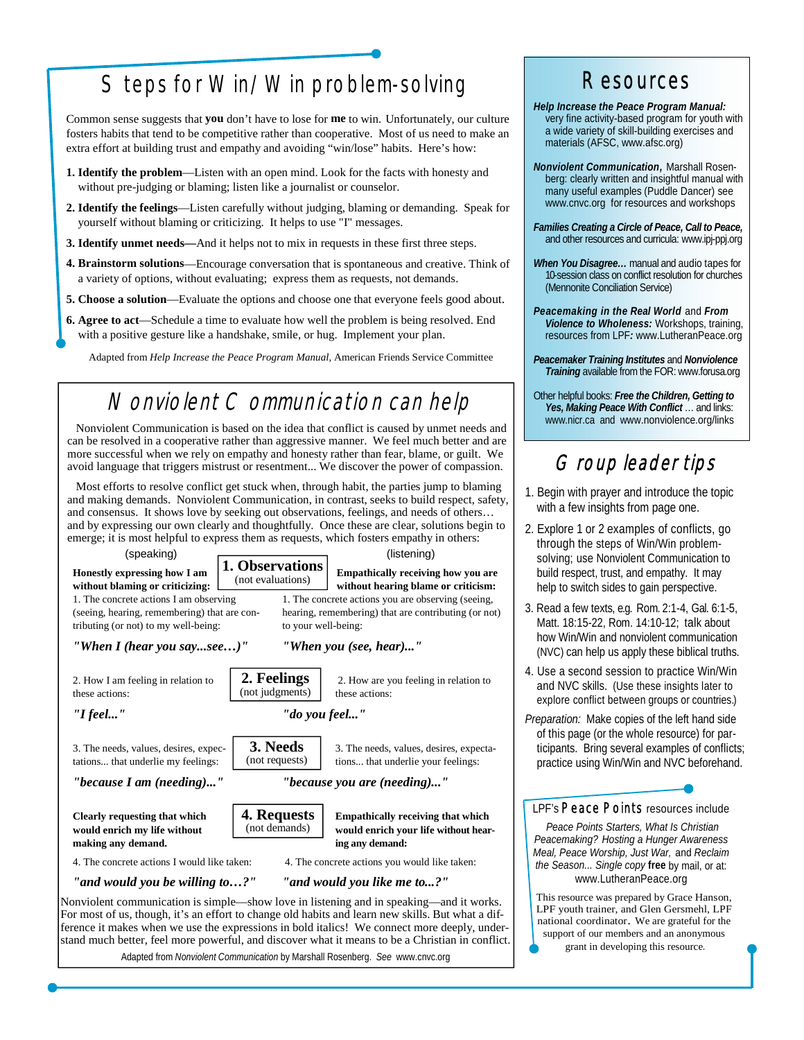## Steps for Win/Win problem-solving

Common sense suggests that **you** don't have to lose for **me** to win. Unfortunately, our culture fosters habits that tend to be competitive rather than cooperative. Most of us need to make an extra effort at building trust and empathy and avoiding "win/lose" habits. Here's how:

1. **Identify the problem**—Listen with an open mind. Look for the facts with honesty and without pre-judging or blaming; listen like a journalist or counselor.
2. **Identify the feelings**—Listen carefully without judging, blaming or demanding. Speak for yourself without blaming or criticizing. It helps to use "I" messages.
3. **Identify unmet needs—**And it helps not to mix in requests in these first three steps.
4. **Brainstorm solutions**—Encourage conversation that is spontaneous and creative. Think of a variety of options, without evaluating; express them as requests, not demands.
5. **Choose a solution**—Evaluate the options and choose one that everyone feels good about.
6. **Agree to act**—Schedule a time to evaluate how well the problem is being resolved. End with a positive gesture like a handshake, smile, or hug. Implement your plan.

Adapted from *Help Increase the Peace Program Manual*, American Friends Service Committee

## Nonviolent Communication can help

Nonviolent Communication is based on the idea that conflict is caused by unmet needs and can be resolved in a cooperative rather than aggressive manner. We feel much better and are more successful when we rely on empathy and honesty rather than fear, blame, or guilt. We avoid language that triggers mistrust or resentment... We discover the power of compassion.

Most efforts to resolve conflict get stuck when, through habit, the parties jump to blaming and making demands. Nonviolent Communication, in contrast, seeks to build respect, safety, and consensus. It shows love by seeking out observations, feelings, and needs of others… and by expressing our own clearly and thoughtfully. Once these are clear, solutions begin to emerge; it is most helpful to express them as requests, which fosters empathy in others:

| (speaking) | | (listening) |
|---|---|---|
| **Honestly expressing how I am without blaming or criticizing:** | **1. Observations** (not evaluations) | **Empathically receiving how you are without hearing blame or criticism:** |
| 1. The concrete actions I am observing (seeing, hearing, remembering) that are contributing (or not) to my well-being: | | 1. The concrete actions you are observing (seeing, hearing, remembering) that are contributing (or not) to your well-being: |
| ***"When I (hear you say...see…)"*** | | ***"When you (see, hear)..."*** |
| 2. How I am feeling in relation to these actions: | **2. Feelings** (not judgments) | 2. How are you feeling in relation to these actions: |
| ***"I feel..."*** | | ***"do you feel..."*** |
| 3. The needs, values, desires, expectations... that underlie my feelings: | **3. Needs** (not requests) | 3. The needs, values, desires, expectations... that underlie your feelings: |
| ***"because I am (needing)..."*** | | ***"because you are (needing)..."*** |
| **Clearly requesting that which would enrich my life without making any demand.** | **4. Requests** (not demands) | **Empathically receiving that which would enrich your life without hearing any demand:** |
| 4. The concrete actions I would like taken: | | 4. The concrete actions you would like taken: |
| ***"and would you be willing to…?"*** | | ***"and would you like me to...?"*** |

Nonviolent communication is simple—show love in listening and in speaking—and it works. For most of us, though, it's an effort to change old habits and learn new skills. But what a difference it makes when we use the expressions in bold italics! We connect more deeply, understand much better, feel more powerful, and discover what it means to be a Christian in conflict.

Adapted from *Nonviolent Communication* by Marshall Rosenberg. *See* www.cnvc.org

## Resources

***Help Increase the Peace Program Manual:*** very fine activity-based program for youth with a wide variety of skill-building exercises and materials (AFSC, www.afsc.org)

***Nonviolent Communication,*** Marshall Rosenberg: clearly written and insightful manual with many useful examples (Puddle Dancer) see www.cnvc.org for resources and workshops

***Families Creating a Circle of Peace, Call to Peace,*** and other resources and curricula: www.ipj-ppj.org

***When You Disagree...*** manual and audio tapes for 10-session class on conflict resolution for churches (Mennonite Conciliation Service)

***Peacemaking in the Real World*** and ***From Violence to Wholeness:*** Workshops, training, resources from LPF***:*** www.LutheranPeace.org

***Peacemaker Training Institutes*** and ***Nonviolence Training*** available from the FOR: www.forusa.org

Other helpful books: ***Free the Children, Getting to Yes, Making Peace With Conflict*** … and links: www.nicr.ca and www.nonviolence.org/links

## Group leader tips

1. Begin with prayer and introduce the topic with a few insights from page one.
2. Explore 1 or 2 examples of conflicts, go through the steps of Win/Win problem-solving; use Nonviolent Communication to build respect, trust, and empathy. It may help to switch sides to gain perspective.
3. Read a few texts, e.g. Rom. 2:1-4, Gal. 6:1-5, Matt. 18:15-22, Rom. 14:10-12; talk about how Win/Win and nonviolent communication (NVC) can help us apply these biblical truths.
4. Use a second session to practice Win/Win and NVC skills. (Use these insights later to explore conflict between groups or countries.)

*Preparation:* Make copies of the left hand side of this page (or the whole resource) for participants. Bring several examples of conflicts; practice using Win/Win and NVC beforehand.

LPF's **Peace Points** resources include

*Peace Points Starters, What Is Christian Peacemaking? Hosting a Hunger Awareness Meal, Peace Worship, Just War,* and *Reclaim the Season... Single copy* **free** by mail, or at: www.LutheranPeace.org

This resource was prepared by Grace Hanson, LPF youth trainer, and Glen Gersmehl, LPF national coordinator. We are grateful for the support of our members and an anonymous grant in developing this resource.